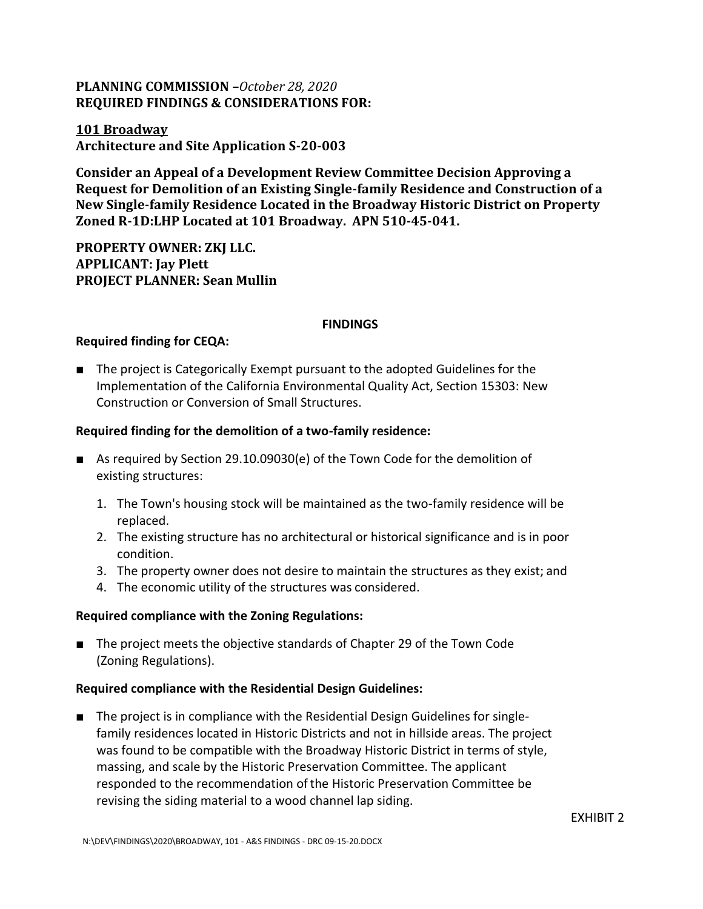**PLANNING COMMISSION –***October 28, 2020*
**REQUIRED FINDINGS & CONSIDERATIONS FOR:**

**101 Broadway**
**Architecture and Site Application S-20-003**

**Consider an Appeal of a Development Review Committee Decision Approving a Request for Demolition of an Existing Single-family Residence and Construction of a New Single-family Residence Located in the Broadway Historic District on Property Zoned R-1D:LHP Located at 101 Broadway. APN 510-45-041.**

**PROPERTY OWNER: ZKJ LLC.**
**APPLICANT: Jay Plett**
**PROJECT PLANNER: Sean Mullin**

## FINDINGS

**Required finding for CEQA:**

- The project is Categorically Exempt pursuant to the adopted Guidelines for the Implementation of the California Environmental Quality Act, Section 15303: New Construction or Conversion of Small Structures.

**Required finding for the demolition of a two-family residence:**

- As required by Section 29.10.09030(e) of the Town Code for the demolition of existing structures:
  1. The Town's housing stock will be maintained as the two-family residence will be replaced.
  2. The existing structure has no architectural or historical significance and is in poor condition.
  3. The property owner does not desire to maintain the structures as they exist; and
  4. The economic utility of the structures was considered.

**Required compliance with the Zoning Regulations:**

- The project meets the objective standards of Chapter 29 of the Town Code (Zoning Regulations).

**Required compliance with the Residential Design Guidelines:**

- The project is in compliance with the Residential Design Guidelines for single-family residences located in Historic Districts and not in hillside areas. The project was found to be compatible with the Broadway Historic District in terms of style, massing, and scale by the Historic Preservation Committee. The applicant responded to the recommendation of the Historic Preservation Committee be revising the siding material to a wood channel lap siding.

EXHIBIT 2

N:\DEV\FINDINGS\2020\BROADWAY, 101 - A&S FINDINGS - DRC 09-15-20.DOCX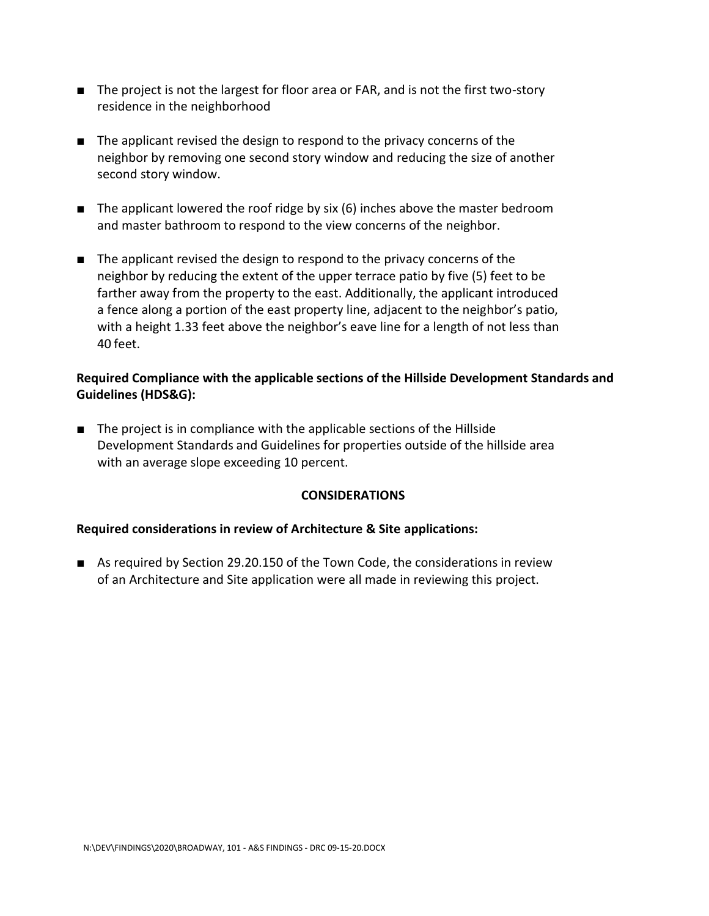- The project is not the largest for floor area or FAR, and is not the first two-story residence in the neighborhood

- The applicant revised the design to respond to the privacy concerns of the neighbor by removing one second story window and reducing the size of another second story window.

- The applicant lowered the roof ridge by six (6) inches above the master bedroom and master bathroom to respond to the view concerns of the neighbor.

- The applicant revised the design to respond to the privacy concerns of the neighbor by reducing the extent of the upper terrace patio by five (5) feet to be farther away from the property to the east. Additionally, the applicant introduced a fence along a portion of the east property line, adjacent to the neighbor's patio, with a height 1.33 feet above the neighbor's eave line for a length of not less than 40 feet.

**Required Compliance with the applicable sections of the Hillside Development Standards and Guidelines (HDS&G):**

- The project is in compliance with the applicable sections of the Hillside Development Standards and Guidelines for properties outside of the hillside area with an average slope exceeding 10 percent.

**CONSIDERATIONS**

**Required considerations in review of Architecture & Site applications:**

- As required by Section 29.20.150 of the Town Code, the considerations in review of an Architecture and Site application were all made in reviewing this project.